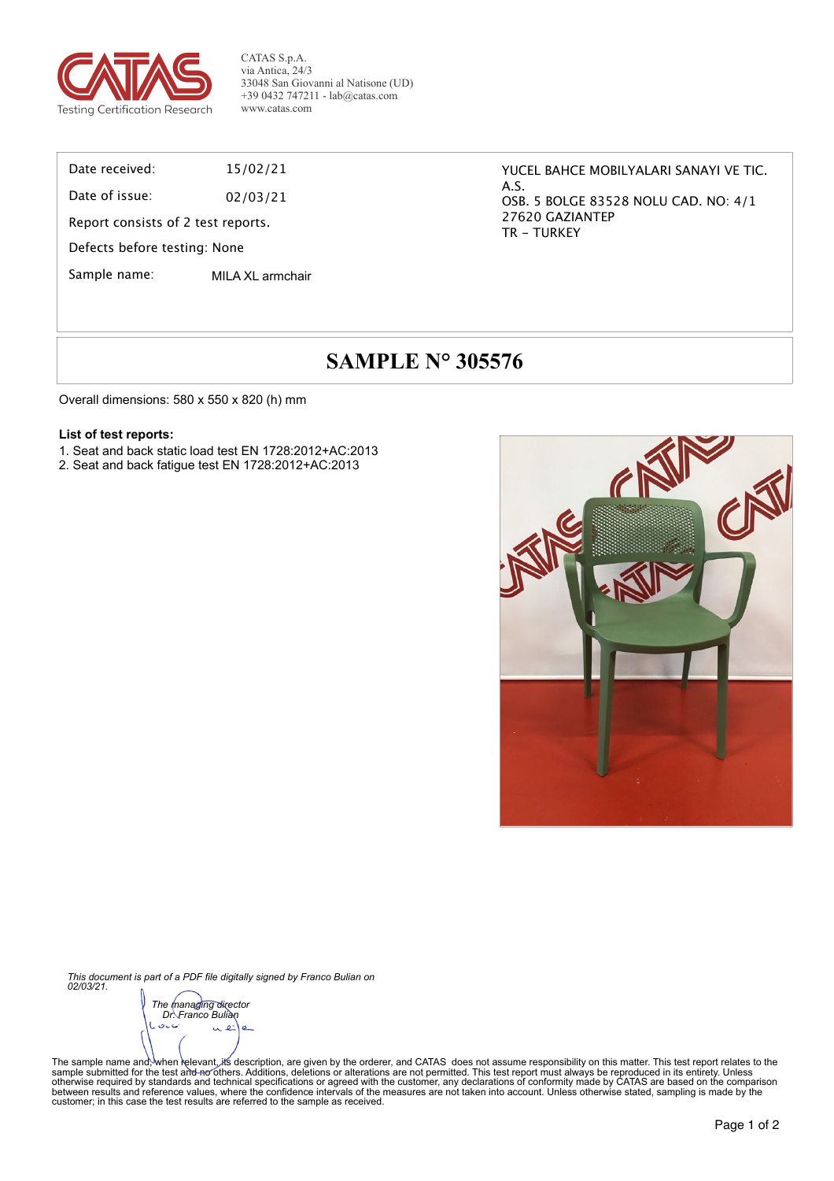CATAS S.p.A.
via Antica, 24/3
33048 San Giovanni al Natisone (UD)
+39 0432 747211 - lab@catas.com
www.catas.com

Date received: 15/02/21

Date of issue: 02/03/21

Report consists of 2 test reports.

Defects before testing: None

Sample name: MILA XL armchair

YUCEL BAHCE MOBILYALARI SANAYI VE TIC. A.S.
OSB. 5 BOLGE 83528 NOLU CAD. NO: 4/1
27620 GAZIANTEP
TR - TURKEY

# SAMPLE N° 305576

Overall dimensions: 580 x 550 x 820 (h) mm

**List of test reports:**

1. Seat and back static load test EN 1728:2012+AC:2013
2. Seat and back fatigue test EN 1728:2012+AC:2013

*This document is part of a PDF file digitally signed by Franco Bulian on 02/03/21.*

*The managing director*
*Dr. Franco Bulian*

The sample name and, when relevant, its description, are given by the orderer, and CATAS does not assume responsibility on this matter. This test report relates to the sample submitted for the test and no others. Additions, deletions or alterations are not permitted. This test report must always be reproduced in its entirety. Unless otherwise required by standards and technical specifications or agreed with the customer, any declarations of conformity made by CATAS are based on the comparison between results and reference values, where the confidence intervals of the measures are not taken into account. Unless otherwise stated, sampling is made by the customer; in this case the test results are referred to the sample as received.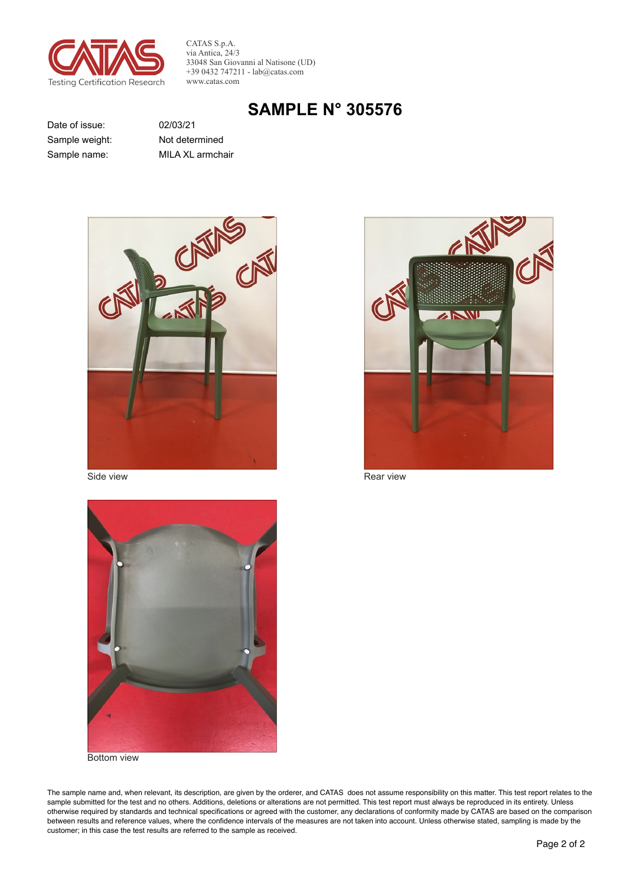CATAS S.p.A.
via Antica, 24/3
33048 San Giovanni al Natisone (UD)
+39 0432 747211 - lab@catas.com
www.catas.com

# SAMPLE N° 305576

| | |
|---|---|
| Date of issue: | 02/03/21 |
| Sample weight: | Not determined |
| Sample name: | MILA XL armchair |

Side view

Rear view

Bottom view

The sample name and, when relevant, its description, are given by the orderer, and CATAS does not assume responsibility on this matter. This test report relates to the sample submitted for the test and no others. Additions, deletions or alterations are not permitted. This test report must always be reproduced in its entirety. Unless otherwise required by standards and technical specifications or agreed with the customer, any declarations of conformity made by CATAS are based on the comparison between results and reference values, where the confidence intervals of the measures are not taken into account. Unless otherwise stated, sampling is made by the customer; in this case the test results are referred to the sample as received.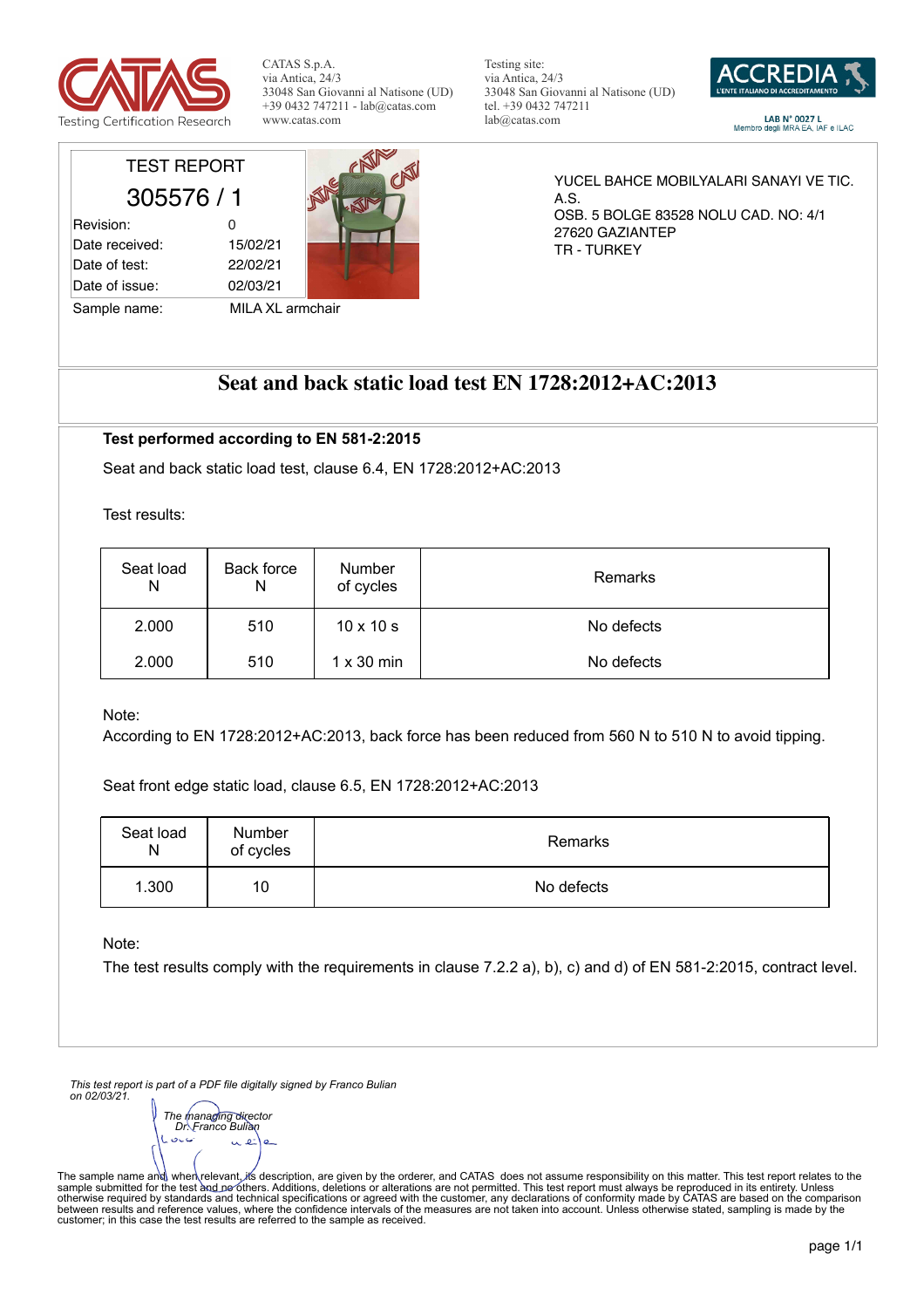CATAS S.p.A.
via Antica, 24/3
33048 San Giovanni al Natisone (UD)
+39 0432 747211 - lab@catas.com
www.catas.com

Testing site:
via Antica, 24/3
33048 San Giovanni al Natisone (UD)
tel. +39 0432 747211
lab@catas.com

LAB N° 0027 L
Membro degli MRA EA, IAF e ILAC

TEST REPORT

305576 / 1

| | |
|---|---|
| Revision: | 0 |
| Date received: | 15/02/21 |
| Date of test: | 22/02/21 |
| Date of issue: | 02/03/21 |
| Sample name: | MILA XL armchair |

YUCEL BAHCE MOBILYALARI SANAYI VE TIC. A.S.
OSB. 5 BOLGE 83528 NOLU CAD. NO: 4/1
27620 GAZIANTEP
TR - TURKEY

# Seat and back static load test EN 1728:2012+AC:2013

**Test performed according to EN 581-2:2015**

Seat and back static load test, clause 6.4, EN 1728:2012+AC:2013

Test results:

| Seat load N | Back force N | Number of cycles | Remarks |
|---|---|---|---|
| 2.000 | 510 | 10 x 10 s | No defects |
| 2.000 | 510 | 1 x 30 min | No defects |

Note:
According to EN 1728:2012+AC:2013, back force has been reduced from 560 N to 510 N to avoid tipping.

Seat front edge static load, clause 6.5, EN 1728:2012+AC:2013

| Seat load N | Number of cycles | Remarks |
|---|---|---|
| 1.300 | 10 | No defects |

Note:
The test results comply with the requirements in clause 7.2.2 a), b), c) and d) of EN 581-2:2015, contract level.

*This test report is part of a PDF file digitally signed by Franco Bulian on 02/03/21.*

*The managing director*
*Dr. Franco Bulian*

The sample name and, when relevant, its description, are given by the orderer, and CATAS does not assume responsibility on this matter. This test report relates to the sample submitted for the test and no others. Additions, deletions or alterations are not permitted. This test report must always be reproduced in its entirety. Unless otherwise required by standards and technical specifications or agreed with the customer, any declarations of conformity made by CATAS are based on the comparison between results and reference values, where the confidence intervals of the measures are not taken into account. Unless otherwise stated, sampling is made by the customer; in this case the test results are referred to the sample as received.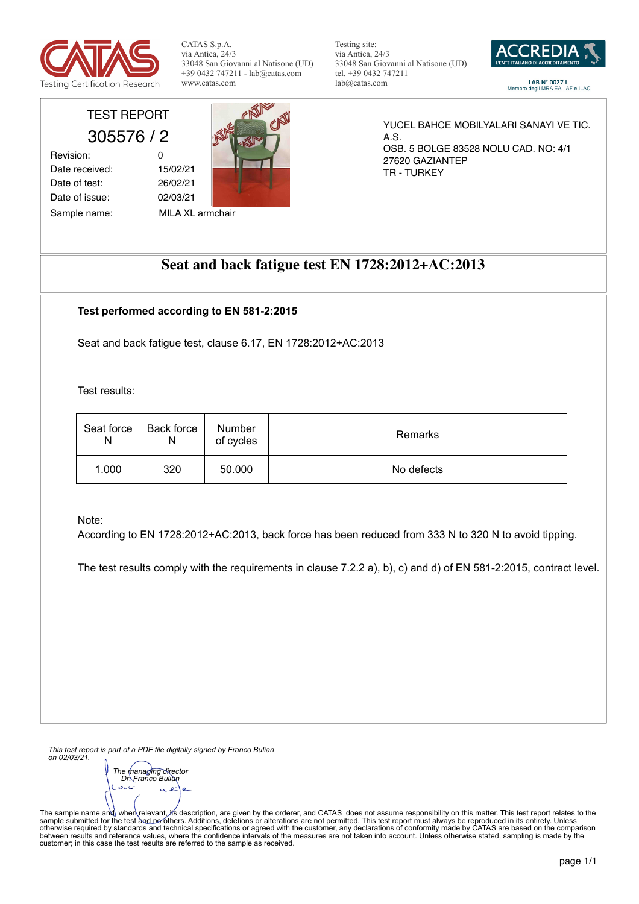CATAS S.p.A.
via Antica, 24/3
33048 San Giovanni al Natisone (UD)
+39 0432 747211 - lab@catas.com
www.catas.com

Testing site:
via Antica, 24/3
33048 San Giovanni al Natisone (UD)
tel. +39 0432 747211
lab@catas.com

LAB N° 0027 L
Membro degli MRA EA, IAF e ILAC

| TEST REPORT | |
|---|---|
| 305576 / 2 | |
| Revision: | 0 |
| Date received: | 15/02/21 |
| Date of test: | 26/02/21 |
| Date of issue: | 02/03/21 |
| Sample name: | MILA XL armchair |

YUCEL BAHCE MOBILYALARI SANAYI VE TIC. A.S.
OSB. 5 BOLGE 83528 NOLU CAD. NO: 4/1
27620 GAZIANTEP
TR - TURKEY

# Seat and back fatigue test EN 1728:2012+AC:2013

**Test performed according to EN 581-2:2015**

Seat and back fatigue test, clause 6.17, EN 1728:2012+AC:2013

Test results:

| Seat force N | Back force N | Number of cycles | Remarks |
|---|---|---|---|
| 1.000 | 320 | 50.000 | No defects |

Note:
According to EN 1728:2012+AC:2013, back force has been reduced from 333 N to 320 N to avoid tipping.

The test results comply with the requirements in clause 7.2.2 a), b), c) and d) of EN 581-2:2015, contract level.

*This test report is part of a PDF file digitally signed by Franco Bulian on 02/03/21.*

*The managing director*
*Dr. Franco Bulian*

The sample name and, when relevant, its description, are given by the orderer, and CATAS does not assume responsibility on this matter. This test report relates to the sample submitted for the test and no others. Additions, deletions or alterations are not permitted. This test report must always be reproduced in its entirety. Unless otherwise required by standards and technical specifications or agreed with the customer, any declarations of conformity made by CATAS are based on the comparison between results and reference values, where the confidence intervals of the measures are not taken into account. Unless otherwise stated, sampling is made by the customer; in this case the test results are referred to the sample as received.